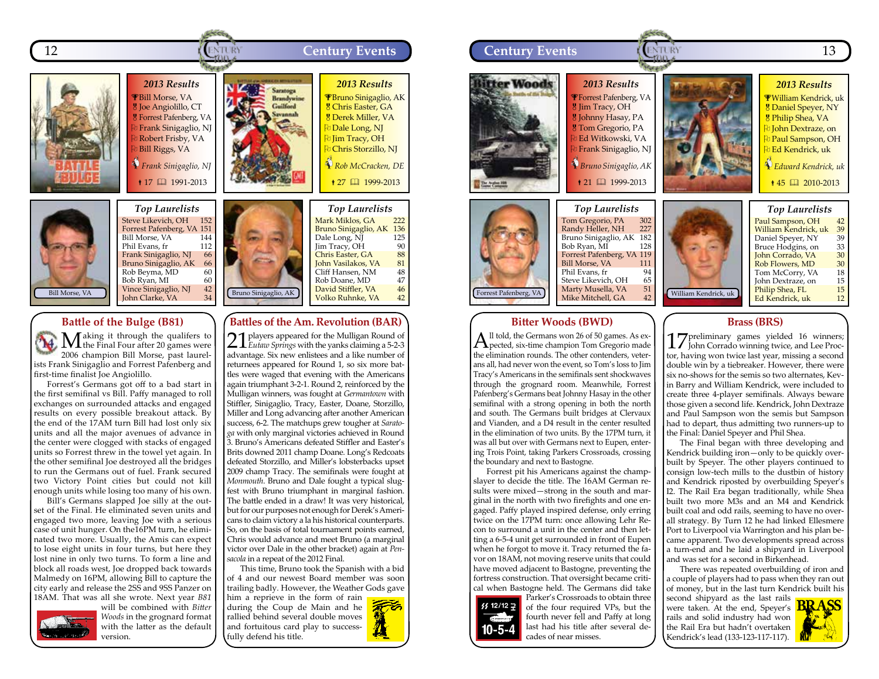## 2013 Results

Bill Morse, VA
Joe Angiolillo, CT
Forrest Pafenberg, VA
Frank Sinigaglio, NJ
Robert Frisby, VA
Bill Riggs, VA

*Frank Sinigaglio, NJ*

17 1991-2013

### Top Laurelists

| | |
|---|---|
| Steve Likevich, OH | 152 |
| Forrest Pafenberg, VA | 151 |
| Bill Morse, VA | 144 |
| Phil Evans, fr | 112 |
| Frank Sinigaglio, NJ | 66 |
| Bruno Sinigaglio, AK | 66 |
| Rob Beyma, MD | 60 |
| Bob Ryan, MI | 60 |
| Vince Sinigaglio, NJ | 42 |
| John Clarke, VA | 34 |

Bill Morse, VA

## Battle of the Bulge (B81)

Making it through the qualifers to the Final Four after 20 games were 2006 champion Bill Morse, past laurelists Frank Sinigaglio and Forrest Pafenberg and first-time finalist Joe Angiolillo.

Forrest's Germans got off to a bad start in the first semifinal vs Bill. Paffy managed to roll exchanges on surrounded attacks and engaged results on every possible breakout attack. By the end of the 17AM turn Bill had lost only six units and all the major avenues of advance in the center were clogged with stacks of engaged units so Forrest threw in the towel yet again. In the other semifinal Joe destroyed all the bridges to run the Germans out of fuel. Frank secured two Victory Point cities but could not kill enough units while losing too many of his own.

Bill's Germans slapped Joe silly at the outset of the Final. He eliminated seven units and engaged two more, leaving Joe with a serious case of unit hunger. On the16PM turn, he eliminated two more. Usually, the Amis can expect to lose eight units in four turns, but here they lost nine in only two turns. To form a line and block all roads west, Joe dropped back towards Malmedy on 16PM, allowing Bill to capture the city early and release the 2SS and 9SS Panzer on 18AM. That was all she wrote. Next year *B81* will be combined with *Bitter Woods* in the grognard format with the latter as the default version.

## 2013 Results

Bruno Sinigaglio, AK
Chris Easter, GA
Derek Miller, VA
Dale Long, NJ
Jim Tracy, OH
Chris Storzillo, NJ

*Rob McCracken, DE*

27 1999-2013

### Top Laurelists

| | |
|---|---|
| Mark Miklos, GA | 222 |
| Bruno Sinigaglio, AK | 136 |
| Dale Long, NJ | 125 |
| Jim Tracy, OH | 90 |
| Chris Easter, GA | 88 |
| John Vasilakos, VA | 81 |
| Cliff Hansen, NM | 48 |
| Rob Doane, MD | 47 |
| David Stiffler, VA | 46 |
| Volko Ruhnke, VA | 42 |

Bruno Sinigaglio, AK

## Battles of the Am. Revolution (BAR)

21 players appeared for the Mulligan Round of *Eutaw Springs* with the yanks claiming a 5-2-3 advantage. Six new entitees and a like number of returnees appeared for Round 1, so six more battles were waged that evening with the Americans again triumphant 3-2-1. Round 2, reinforced by the Mulligan winners, was fought at *Germantown* with Stiffler, Sinigaglio, Tracy, Easter, Doane, Storzillo, Miller and Long advancing after another American success, 6-2. The matchups grew tougher at *Saratoga* with only marginal victories achieved in Round 3. Bruno's Americans defeated Stiffler and Easter's Brits downed 2011 champ Doane. Long's Redcoats defeated Storzillo, and Miller's lobsterbacks upset 2009 champ Tracy. The semifinals were fought at *Monmouth*. Bruno and Dale fought a typical slugfest with Bruno triumphant in marginal fashion. The battle ended in a draw! It was very historical, but for our purposes not enough for Derek's Americans to claim victory a la his historical counterparts. So, on the basis of total tournament points earned, Chris would advance and meet Bruno (a marginal victor over Dale in the other bracket) again at *Pensacola* in a repeat of the 2012 Final.

This time, Bruno took the Spanish with a bid of 4 and our newest Board member was soon trailing badly. However, the Weather Gods gave him a reprieve in the form of rain during the Coup de Main and he rallied behind several double moves and fortuitous card play to successfully defend his title.

## 2013 Results

Forrest Pafenberg, VA
Jim Tracy, OH
Johnny Hasay, PA
Tom Gregorio, PA
Ed Witkowski, VA
Frank Sinigaglio, NJ

*Bruno Sinigaglio, AK*

21 1999-2013

### Top Laurelists

| | |
|---|---|
| Tom Gregorio, PA | 302 |
| Randy Heller, NH | 227 |
| Bruno Sinigaglio, AK | 182 |
| Bob Ryan, MI | 128 |
| Forrest Pafenberg, VA | 119 |
| Bill Morse, VA | 111 |
| Phil Evans, fr | 94 |
| Steve Likevich, OH | 65 |
| Marty Musella, VA | 51 |
| Mike Mitchell, GA | 42 |

Forrest Pafenberg, VA

## Bitter Woods (BWD)

All told, the Germans won 26 of 50 games. As expected, six-time champion Tom Gregorio made the elimination rounds. The other contenders, veterans all, had never won the event, so Tom's loss to Jim Tracy's Americans in the semifinals sent shockwaves through the grognard room. Meanwhile, Forrest Pafenberg's Germans beat Johnny Hasay in the other semifinal with a strong opening in both the north and south. The Germans built bridges at Clervaux and Vianden, and a D4 result in the center resulted in the elimination of two units. By the 17PM turn, it was all but over with Germans next to Eupen, entering Trois Point, taking Parkers Crossroads, crossing the boundary and next to Bastogne.

Forrest pit his Americans against the champslayer to decide the title. The 16AM German results were mixed—strong in the south and marginal in the north with two firefights and one engaged. Paffy played inspired defense, only erring twice on the 17PM turn: once allowing Lehr Recon to surround a unit in the center and then letting a 6-5-4 unit get surrounded in front of Eupen when he forgot to move it. Tracy returned the favor on 18AM, not moving reserve units that could have moved adjacent to Bastogne, preventing the fortress construction. That oversight became critical when Bastogne held. The Germans did take Parker's Crossroads to obtain three of the four required VPs, but the fourth never fell and Paffy at long last had his title after several decades of near misses.

## 2013 Results

William Kendrick, uk
Daniel Speyer, NY
Philip Shea, VA
John Dextraze, on
Paul Sampson, OH
Ed Kendrick, uk

*Edward Kendrick, uk*

45 2010-2013

### Top Laurelists

| | |
|---|---|
| Paul Sampson, OH | 42 |
| William Kendrick, uk | 39 |
| Daniel Speyer, NY | 39 |
| Bruce Hodgins, on | 33 |
| John Corrado, VA | 30 |
| Rob Flowers, MD | 30 |
| Tom McCorry, VA | 18 |
| John Dextraze, on | 15 |
| Philip Shea, FL | 15 |
| Ed Kendrick, uk | 12 |

William Kendrick, uk

## Brass (BRS)

17 preliminary games yielded 16 winners; John Corrado winning twice, and Lee Proctor, having won twice last year, missing a second double win by a tiebreaker. However, there were six no-shows for the semis so two alternates, Kevin Barry and William Kendrick, were included to create three 4-player semifinals. Always beware those given a second life. Kendrick, John Dextraze and Paul Sampson won the semis but Sampson had to depart, thus admitting two runners-up to the Final: Daniel Speyer and Phil Shea.

The Final began with three developing and Kendrick building iron—only to be quickly overbuilt by Speyer. The other players continued to consign low-tech mills to the dustbin of history and Kendrick riposted by overbuilding Speyer's I2. The Rail Era began traditionally, while Shea built two more M3s and an M4 and Kendrick built coal and odd rails, seeming to have no overall strategy. By Turn 12 he had linked Ellesmere Port to Liverpool via Warrington and his plan became apparent. Two developments spread across a turn-end and he laid a shipyard in Liverpool and was set for a second in Birkenhead.

There was repeated overbuilding of iron and a couple of players had to pass when they ran out of money, but in the last turn Kendrick built his second shipyard as the last rails were taken. At the end, Speyer's rails and solid industry had won the Rail Era but hadn't overtaken Kendrick's lead (133-123-117-117).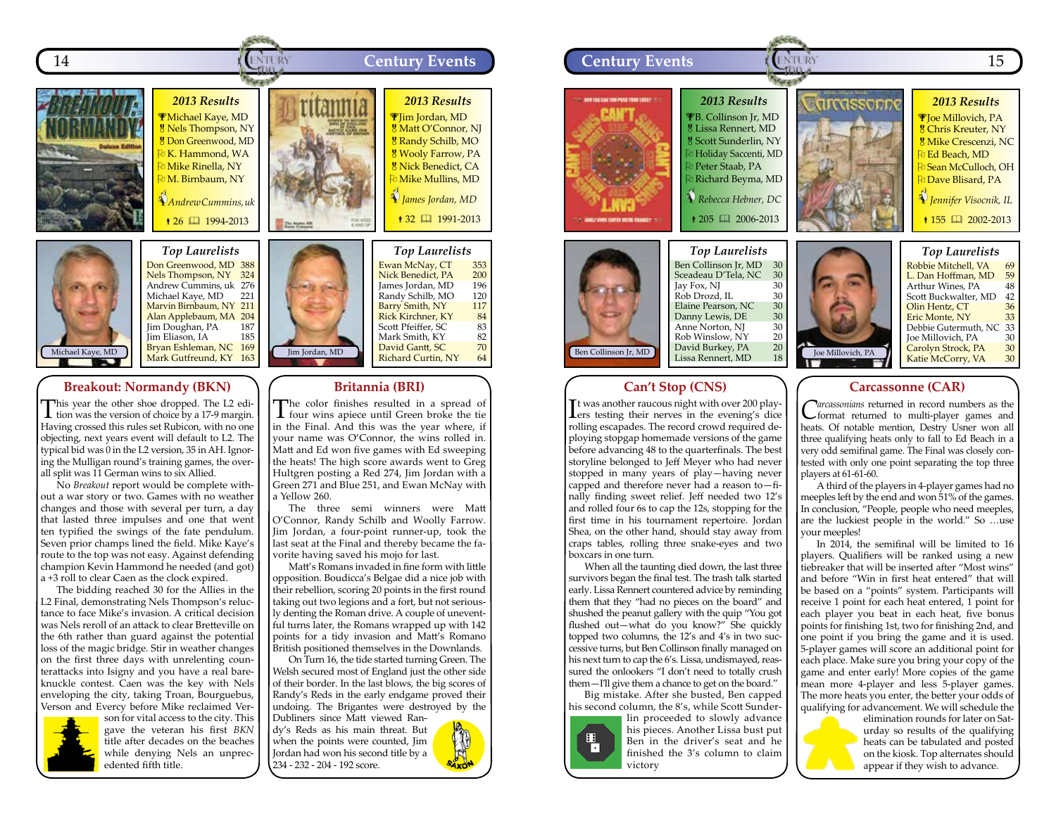## Breakout: Normandy (BKN)

**2013 Results**

- Michael Kaye, MD
- Nels Thompson, NY
- Don Greenwood, MD
- K. Hammond, WA
- Mike Rinella, NY
- M. Birnbaum, NY

*Andrew Cummins, uk*

26 — 1994-2013

**Top Laurelists**

| Name | Points |
|---|---|
| Don Greenwood, MD | 388 |
| Nels Thompson, NY | 324 |
| Andrew Cummins, uk | 276 |
| Michael Kaye, MD | 221 |
| Marvin Birnbaum, NY | 211 |
| Alan Applebaum, MA | 204 |
| Jim Doughan, PA | 187 |
| Jim Eliason, IA | 185 |
| Bryan Eshleman, NC | 169 |
| Mark Gutfreund, KY | 163 |

Michael Kaye, MD

This year the other shoe dropped. The L2 edition was the version of choice by a 17-9 margin. Having crossed this rules set Rubicon, with no one objecting, next years event will default to L2. The typical bid was 0 in the L2 version, 35 in AH. Ignoring the Mulligan round's training games, the overall split was 11 German wins to six Allied.

No *Breakout* report would be complete without a war story or two. Games with no weather changes and those with several per turn, a day that lasted three impulses and one that went ten typified the swings of the fate pendulum. Seven prior champs lined the field. Mike Kaye's route to the top was not easy. Against defending champion Kevin Hammond he needed (and got) a +3 roll to clear Caen as the clock expired.

The bidding reached 30 for the Allies in the L2 Final, demonstrating Nels Thompson's reluctance to face Mike's invasion. A critical decision was Nels reroll of an attack to clear Bretteville on the 6th rather than guard against the potential loss of the magic bridge. Stir in weather changes on the first three days with unrelenting counterattacks into Isigny and you have a real bare-knuckle contest. Caen was the key with Nels enveloping the city, taking Troan, Bourguebus, Verson and Evercy before Mike reclaimed Verson for vital access to the city. This gave the veteran his first *BKN* title after decades on the beaches while denying Nels an unprecedented fifth title.

## Britannia (BRI)

**2013 Results**

- Jim Jordan, MD
- Matt O'Connor, NJ
- Randy Schilb, MO
- Wooly Farrow, PA
- Nick Benedict, CA
- Mike Mullins, MD

*James Jordan, MD*

32 — 1991-2013

**Top Laurelists**

| Name | Points |
|---|---|
| Ewan McNay, CT | 353 |
| Nick Benedict, PA | 200 |
| James Jordan, MD | 196 |
| Randy Schilb, MO | 120 |
| Barry Smith, NY | 117 |
| Rick Kirchner, KY | 84 |
| Scott Pfeiffer, SC | 83 |
| Mark Smith, KY | 82 |
| David Gantt, SC | 70 |
| Richard Curtin, NY | 64 |

Jim Jordan, MD

The color finishes resulted in a spread of four wins apiece until Green broke the tie in the Final. And this was the year where, if your name was O'Connor, the wins rolled in. Matt and Ed won five games with Ed sweeping the heats! The high score awards went to Greg Hultgren posting a Red 274, Jim Jordan with a Green 271 and Blue 251, and Ewan McNay with a Yellow 260.

The three semi winners were Matt O'Connor, Randy Schilb and Woolly Farrow. Jim Jordan, a four-point runner-up, took the last seat at the Final and thereby became the favorite having saved his mojo for last.

Matt's Romans invaded in fine form with little opposition. Boudicca's Belgae did a nice job with their rebellion, scoring 20 points in the first round taking out two legions and a fort, but not seriously denting the Roman drive. A couple of uneventful turns later, the Romans wrapped up with 142 points for a tidy invasion and Matt's Romano British positioned themselves in the Downlands.

On Turn 16, the tide started turning Green. The Welsh secured most of England just the other side of their border. In the last blows, the big scores of Randy's Reds in the early endgame proved their undoing. The Brigantes were destroyed by the Dubliners since Matt viewed Randy's Reds as his main threat. But when the points were counted, Jim Jordan had won his second title by a 234 - 232 - 204 - 192 score.

## Can't Stop (CNS)

**2013 Results**

- B. Collinson Jr, MD
- Lissa Rennert, MD
- Scott Sunderlin, NY
- Holiday Saccenti, MD
- Peter Staab, PA
- Richard Beyma, MD

*Rebecca Hebner, DC*

205 — 2006-2013

**Top Laurelists**

| Name | Points |
|---|---|
| Ben Collinson Jr, MD | 30 |
| Sceadeau D'Tela, NC | 30 |
| Jay Fox, NJ | 30 |
| Rob Drozd, IL | 30 |
| Elaine Pearson, NC | 30 |
| Danny Lewis, DE | 30 |
| Anne Norton, NJ | 30 |
| Rob Winslow, NY | 20 |
| David Burkey, PA | 20 |
| Lissa Rennert, MD | 18 |

Ben Collinson Jr, MD

It was another raucous night with over 200 players testing their nerves in the evening's dice rolling escapades. The record crowd required deploying stopgap homemade versions of the game before advancing 48 to the quarterfinals. The best storyline belonged to Jeff Meyer who had never stopped in many years of play—having never capped and therefore never had a reason to—finally finding sweet relief. Jeff needed two 12's and rolled four 6s to cap the 12s, stopping for the first time in his tournament repertoire. Jordan Shea, on the other hand, should stay away from craps tables, rolling three snake-eyes and two boxcars in one turn.

When all the taunting died down, the last three survivors began the final test. The trash talk started early. Lissa Rennert countered advice by reminding them that they "had no pieces on the board" and shushed the peanut gallery with the quip "You got flushed out—what do you know?" She quickly topped two columns, the 12's and 4's in two successive turns, but Ben Collinson finally managed on his next turn to cap the 6's. Lissa, undismayed, reassured the onlookers "I don't need to totally crush them—I'll give them a chance to get on the board."

Big mistake. After she busted, Ben capped his second column, the 8's, while Scott Sunderlin proceeded to slowly advance his pieces. Another Lissa bust put Ben in the driver's seat and he finished the 3's column to claim victory

## Carcassonne (CAR)

**2013 Results**

- Joe Millovich, PA
- Chris Kreuter, NY
- Mike Crescenzi, NC
- Ed Beach, MD
- Sean McCulloch, OH
- Dave Blisard, PA

*Jennifer Visocnik, IL*

155 — 2002-2013

**Top Laurelists**

| Name | Points |
|---|---|
| Robbie Mitchell, VA | 69 |
| L. Dan Hoffman, MD | 59 |
| Arthur Wines, PA | 48 |
| Scott Buckwalter, MD | 42 |
| Olin Hentz, CT | 36 |
| Eric Monte, NY | 33 |
| Debbie Gutermuth, NC | 33 |
| Joe Millovich, PA | 30 |
| Carolyn Strock, PA | 30 |
| Katie McCorry, VA | 30 |

Joe Millovich, PA

*Carcassonians* returned in record numbers as the format returned to multi-player games and heats. Of notable mention, Destry Usner won all three qualifying heats only to fall to Ed Beach in a very odd semifinal game. The Final was closely contested with only one point separating the top three players at 61-61-60.

A third of the players in 4-player games had no meeples left by the end and won 51% of the games. In conclusion, "People, people who need meeples, are the luckiest people in the world." So …use your meeples!

In 2014, the semifinal will be limited to 16 players. Qualifiers will be ranked using a new tiebreaker that will be inserted after "Most wins" and before "Win in first heat entered" that will be based on a "points" system. Participants will receive 1 point for each heat entered, 1 point for each player you beat in each heat, five bonus points for finishing 1st, two for finishing 2nd, and one point if you bring the game and it is used. 5-player games will score an additional point for each place. Make sure you bring your copy of the game and enter early! More copies of the game mean more 4-player and less 5-player games. The more heats you enter, the better your odds of qualifying for advancement. We will schedule the elimination rounds for later on Saturday so results of the qualifying heats can be tabulated and posted on the kiosk. Top alternates should appear if they wish to advance.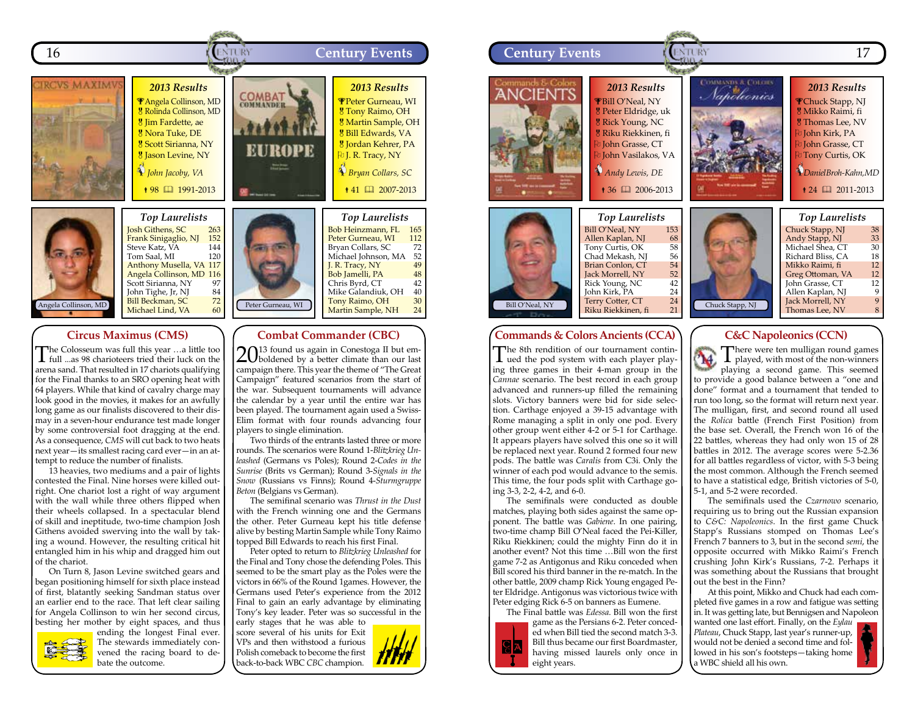## Circus Maximus (CMS)

**2013 Results**

- Angela Collinson, MD
- Rolinda Collinson, MD
- Jim Fardette, ae
- Nora Tuke, DE
- Scott Sirianna, NY
- Jason Levine, NY

*John Jacoby, VA*

98 — 1991-2013

**Top Laurelists**

| Name | Laurels |
|---|---|
| Josh Githens, SC | 263 |
| Frank Sinigaglio, NJ | 152 |
| Steve Katz, VA | 144 |
| Tom Saal, MI | 120 |
| Anthony Musella, VA | 117 |
| Angela Collinson, MD | 116 |
| Scott Sirianna, NY | 97 |
| John Tighe, Jr, NJ | 84 |
| Bill Beckman, SC | 72 |
| Michael Lind, VA | 60 |

Angela Collinson, MD

The Colosseum was full this year …a little too full ...as 98 charioteers tried their luck on the arena sand. That resulted in 17 chariots qualifying for the Final thanks to an SRO opening heat with 64 players. While that kind of cavalry charge may look good in the movies, it makes for an awfully long game as our finalists discovered to their dismay in a seven-hour endurance test made longer by some controversial foot dragging at the end. As a consequence, *CMS* will cut back to two heats next year—its smallest racing card ever—in an attempt to reduce the number of finalists.

13 heavies, two mediums and a pair of lights contested the Final. Nine horses were killed outright. One chariot lost a right of way argument with the wall while three others flipped when their wheels collapsed. In a spectacular blend of skill and ineptitude, two-time champion Josh Githens avoided swerving into the wall by taking a wound. However, the resulting critical hit entangled him in his whip and dragged him out of the chariot.

On Turn 8, Jason Levine switched gears and began positioning himself for sixth place instead of first, blatantly seeking Sandman status over an earlier end to the race. That left clear sailing for Angela Collinson to win her second circus, besting her mother by eight spaces, and thus ending the longest Final ever. The stewards immediately convened the racing board to debate the outcome.

## Combat Commander (CBC)

**2013 Results**

- Peter Gurneau, WI
- Tony Raimo, OH
- Martin Sample, NH
- Bill Edwards, VA
- Jordan Kehrer, PA
- J. R. Tracy, NY

*Bryan Collars, SC*

41 — 2007-2013

**Top Laurelists**

| Name | Laurels |
|---|---|
| Bob Heinzmann, FL | 165 |
| Peter Gurneau, WI | 112 |
| Bryan Collars, SC | 72 |
| Michael Johnson, MA | 52 |
| J. R. Tracy, NY | 49 |
| Bob Jamelli, PA | 48 |
| Chris Byrd, CT | 42 |
| Mike Galandiuk, OH | 40 |
| Tony Raimo, OH | 30 |
| Martin Sample, NH | 24 |

Peter Gurneau, WI

2013 found us again in Conestoga II but emboldened by a better climate than our last campaign there. This year the theme of "The Great Campaign" featured scenarios from the start of the war. Subsequent tournaments will advance the calendar by a year until the entire war has been played. The tournament again used a Swiss-Elim format with four rounds advancing four players to single elimination.

Two thirds of the entrants lasted three or more rounds. The scenarios were Round 1-*Blitzkrieg Unleashed* (Germans vs Poles); Round 2-*Codes in the Sunrise* (Brits vs German); Round 3-*Signals in the Snow* (Russians vs Finns); Round 4-*Sturmgruppe Beton* (Belgians vs German).

The semifinal scenario was *Thrust in the Dust* with the French winning one and the Germans the other. Peter Gurneau kept his title defense alive by besting Martin Sample while Tony Raimo topped Bill Edwards to reach his first Final.

Peter opted to return to *Blitzkrieg Unleashed* for the Final and Tony chose the defending Poles. This seemed to be the smart play as the Poles were the victors in 66% of the Round 1games. However, the Germans used Peter's experience from the 2012 Final to gain an early advantage by eliminating Tony's key leader. Peter was so successful in the early stages that he was able to score several of his units for Exit VPs and then withstood a furious Polish comeback to become the first back-to-back WBC *CBC* champion.

## Commands & Colors Ancients (CCA)

**2013 Results**

- Bill O'Neal, NY
- Peter Eldridge, uk
- Rick Young, NC
- Riku Riekkinen, fi
- John Grasse, CT
- John Vasilakos, VA

*Andy Lewis, DE*

36 — 2006-2013

**Top Laurelists**

| Name | Laurels |
|---|---|
| Bill O'Neal, NY | 153 |
| Allen Kaplan, NJ | 68 |
| Tony Curtis, OK | 58 |
| Chad Mekash, NJ | 56 |
| Brian Conlon, CT | 54 |
| Jack Morrell, NY | 52 |
| Rick Young, NC | 42 |
| John Kirk, PA | 24 |
| Terry Cotter, CT | 24 |
| Riku Riekkinen, fi | 21 |

Bill O'Neal, NY

The 8th rendition of our tournament continued the pod system with each player playing three games in their 4-man group in the *Cannae* scenario. The best record in each group advanced and runners-up filled the remaining slots. Victory banners were bid for side selection. Carthage enjoyed a 39-15 advantage with Rome managing a split in only one pod. Every other group went either 4-2 or 5-1 for Carthage. It appears players have solved this one so it will be replaced next year. Round 2 formed four new pods. The battle was *Caralis* from C3i. Only the winner of each pod would advance to the semis. This time, the four pods split with Carthage going 3-3, 2-2, 4-2, and 6-0.

The semifinals were conducted as double matches, playing both sides against the same opponent. The battle was *Gabiene*. In one pairing, two-time champ Bill O'Neal faced the Pei-Killer, Riku Riekkinen; could the mighty Finn do it in another event? Not this time …Bill won the first game 7-2 as Antigonus and Riku conceded when Bill scored his third banner in the re-match. In the other battle, 2009 champ Rick Young engaged Peter Eldridge. Antigonus was victorious twice with Peter edging Rick 6-5 on banners as Eumene.

The Final battle was *Edessa.* Bill won the first game as the Persians 6-2. Peter conceded when Bill tied the second match 3-3. Bill thus became our first Boardmaster, having missed laurels only once in eight years.

## C&C Napoleonics (CCN)

**2013 Results**

- Chuck Stapp, NJ
- Mikko Raimi, fi
- Thomas Lee, NV
- John Kirk, PA
- John Grasse, CT
- Tony Curtis, OK

*DanielBroh-Kahn,MD*

24 — 2011-2013

**Top Laurelists**

| Name | Laurels |
|---|---|
| Chuck Stapp, NJ | 38 |
| Andy Stapp, NJ | 33 |
| Michael Shea, CT | 30 |
| Richard Bliss, CA | 18 |
| Mikko Raimi, fi | 12 |
| Greg Ottoman, VA | 12 |
| John Grasse, CT | 12 |
| Allen Kaplan, NJ | 9 |
| Jack Morrell, NY | 9 |
| Thomas Lee, NV | 8 |

Chuck Stapp, NJ

There were ten mulligan round games played, with most of the non-winners playing a second game. This seemed to provide a good balance between a "one and done" format and a tournament that tended to run too long, so the format will return next year. The mulligan, first, and second round all used the *Rolica* battle (French First Position) from the base set. Overall, the French won 16 of the 22 battles, whereas they had only won 15 of 28 battles in 2012. The average scores were 5-2.36 for all battles regardless of victor, with 5-3 being the most common. Although the French seemed to have a statistical edge, British victories of 5-0, 5-1, and 5-2 were recorded.

The semifinals used the *Czarnowo* scenario, requiring us to bring out the Russian expansion to *C&C: Napoleonics*. In the first game Chuck Stapp's Russians stomped on Thomas Lee's French 7 banners to 3, but in the second *semi*, the opposite occurred with Mikko Raimi's French crushing John Kirk's Russians, 7-2. Perhaps it was something about the Russians that brought out the best in the Finn?

At this point, Mikko and Chuck had each completed five games in a row and fatigue was setting in. It was getting late, but Bennigsen and Napoleon wanted one last effort. Finally, on the *Eylau Plateau*, Chuck Stapp, last year's runner-up, would not be denied a second time and followed in his son's footsteps—taking home a WBC shield all his own.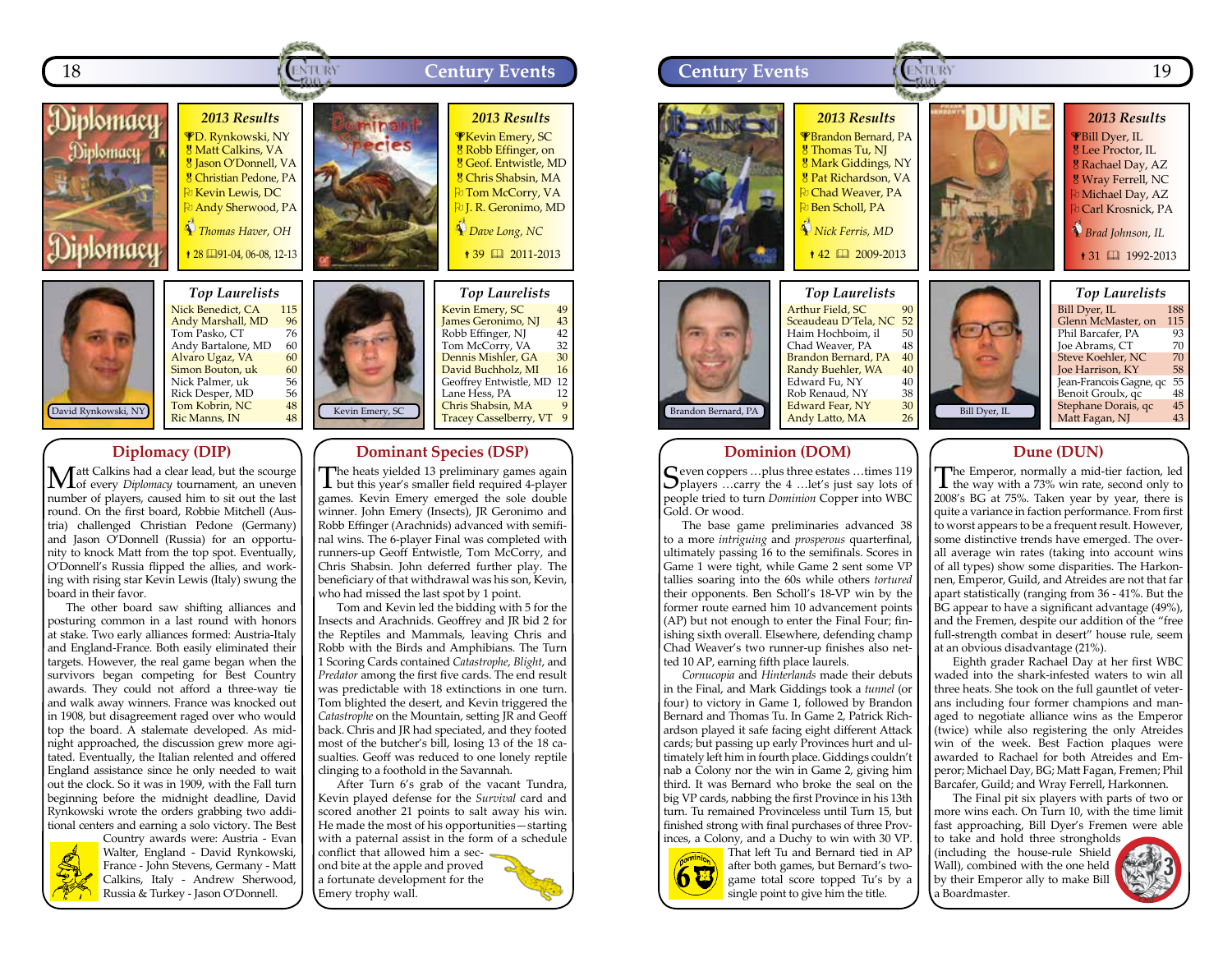## Diplomacy (DIP)

**2013 Results**

- D. Rynkowski, NY
- Matt Calkins, VA
- Jason O'Donnell, VA
- Christian Pedone, PA
- Kevin Lewis, DC
- Andy Sherwood, PA

*Thomas Haver, OH*

28 | 91-04, 06-08, 12-13

**Top Laurelists**

| Name | Points |
|---|---|
| Nick Benedict, CA | 115 |
| Andy Marshall, MD | 96 |
| Tom Pasko, CT | 76 |
| Andy Bartalone, MD | 60 |
| Alvaro Ugaz, VA | 60 |
| Simon Bouton, uk | 60 |
| Nick Palmer, uk | 56 |
| Rick Desper, MD | 56 |
| Tom Kobrin, NC | 48 |
| Ric Manns, IN | 48 |

David Rynkowski, NY

Matt Calkins had a clear lead, but the scourge of every *Diplomacy* tournament, an uneven number of players, caused him to sit out the last round. On the first board, Robbie Mitchell (Austria) challenged Christian Pedone (Germany) and Jason O'Donnell (Russia) for an opportunity to knock Matt from the top spot. Eventually, O'Donnell's Russia flipped the allies, and working with rising star Kevin Lewis (Italy) swung the board in their favor.

The other board saw shifting alliances and posturing common in a last round with honors at stake. Two early alliances formed: Austria-Italy and England-France. Both easily eliminated their targets. However, the real game began when the survivors began competing for Best Country awards. They could not afford a three-way tie and walk away winners. France was knocked out in 1908, but disagreement raged over who would top the board. A stalemate developed. As midnight approached, the discussion grew more agitated. Eventually, the Italian relented and offered England assistance since he only needed to wait out the clock. So it was in 1909, with the Fall turn beginning before the midnight deadline, David Rynkowski wrote the orders grabbing two additional centers and earning a solo victory. The Best Country awards were: Austria - Evan Walter, England - David Rynkowski, France - John Stevens, Germany - Matt Calkins, Italy - Andrew Sherwood, Russia & Turkey - Jason O'Donnell.

## Dominant Species (DSP)

**2013 Results**

- Kevin Emery, SC
- Robb Effinger, on
- Geof. Entwistle, MD
- Chris Shabsin, MA
- Tom McCorry, VA
- J. R. Geronimo, MD

*Dave Long, NC*

39 | 2011-2013

**Top Laurelists**

| Name | Points |
|---|---|
| Kevin Emery, SC | 49 |
| James Geronimo, NJ | 43 |
| Robb Effinger, NJ | 42 |
| Tom McCorry, VA | 32 |
| Dennis Mishler, GA | 30 |
| David Buchholz, MI | 16 |
| Geoffrey Entwistle, MD | 12 |
| Lane Hess, PA | 12 |
| Chris Shabsin, MA | 9 |
| Tracey Casselberry, VT | 9 |

Kevin Emery, SC

The heats yielded 13 preliminary games again but this year's smaller field required 4-player games. Kevin Emery emerged the sole double winner. John Emery (Insects), JR Geronimo and Robb Effinger (Arachnids) advanced with semifinal wins. The 6-player Final was completed with runners-up Geoff Entwistle, Tom McCorry, and Chris Shabsin. John deferred further play. The beneficiary of that withdrawal was his son, Kevin, who had missed the last spot by 1 point.

Tom and Kevin led the bidding with 5 for the Insects and Arachnids. Geoffrey and JR bid 2 for the Reptiles and Mammals, leaving Chris and Robb with the Birds and Amphibians. The Turn 1 Scoring Cards contained *Catastrophe*, *Blight*, and *Predator* among the first five cards. The end result was predictable with 18 extinctions in one turn. Tom blighted the desert, and Kevin triggered the *Catastrophe* on the Mountain, setting JR and Geoff back. Chris and JR had speciated, and they footed most of the butcher's bill, losing 13 of the 18 casualties. Geoff was reduced to one lonely reptile clinging to a foothold in the Savannah.

After Turn 6's grab of the vacant Tundra, Kevin played defense for the *Survival* card and scored another 21 points to salt away his win. He made the most of his opportunities—starting with a paternal assist in the form of a schedule conflict that allowed him a second bite at the apple and proved a fortunate development for the Emery trophy wall.

## Dominion (DOM)

**2013 Results**

- Brandon Bernard, PA
- Thomas Tu, NJ
- Mark Giddings, NY
- Pat Richardson, VA
- Chad Weaver, PA
- Ben Scholl, PA

*Nick Ferris, MD*

42 | 2009-2013

**Top Laurelists**

| Name | Points |
|---|---|
| Arthur Field, SC | 90 |
| Sceaudeau D'Tela, NC | 52 |
| Haim Hochboim, il | 50 |
| Chad Weaver, PA | 48 |
| Brandon Bernard, PA | 40 |
| Randy Buehler, WA | 40 |
| Edward Fu, NY | 40 |
| Rob Renaud, NY | 38 |
| Edward Fear, NY | 30 |
| Andy Latto, MA | 26 |

Brandon Bernard, PA

Seven coppers …plus three estates …times 119 players …carry the 4 …let's just say lots of people tried to turn *Dominion* Copper into WBC Gold. Or wood.

The base game preliminaries advanced 38 to a more *intriguing* and *prosperous* quarterfinal, ultimately passing 16 to the semifinals. Scores in Game 1 were tight, while Game 2 sent some VP tallies soaring into the 60s while others *tortured* their opponents. Ben Scholl's 18-VP win by the former route earned him 10 advancement points (AP) but not enough to enter the Final Four; finishing sixth overall. Elsewhere, defending champ Chad Weaver's two runner-up finishes also netted 10 AP, earning fifth place laurels.

*Cornucopia* and *Hinterlands* made their debuts in the Final, and Mark Giddings took a *tunnel* (or four) to victory in Game 1, followed by Brandon Bernard and Thomas Tu. In Game 2, Patrick Richardson played it safe facing eight different Attack cards; but passing up early Provinces hurt and ultimately left him in fourth place. Giddings couldn't nab a Colony nor the win in Game 2, giving him third. It was Bernard who broke the seal on the big VP cards, nabbing the first Province in his 13th turn. Tu remained Provinceless until Turn 15, but finished strong with final purchases of three Provinces, a Colony, and a Duchy to win with 30 VP. That left Tu and Bernard tied in AP after both games, but Bernard's two-game total score topped Tu's by a single point to give him the title.

## Dune (DUN)

**2013 Results**

- Bill Dyer, IL
- Lee Proctor, IL
- Rachael Day, AZ
- Wray Ferrell, NC
- Michael Day, AZ
- Carl Krosnick, PA

*Brad Johnson, IL*

31 | 1992-2013

**Top Laurelists**

| Name | Points |
|---|---|
| Bill Dyer, IL | 188 |
| Glenn McMaster, on | 115 |
| Phil Barcafer, PA | 93 |
| Joe Abrams, CT | 70 |
| Steve Koehler, NC | 70 |
| Joe Harrison, KY | 58 |
| Jean-Francois Gagne, qc | 55 |
| Benoit Groulx, qc | 48 |
| Stephane Dorais, qc | 45 |
| Matt Fagan, NJ | 43 |

Bill Dyer, IL

The Emperor, normally a mid-tier faction, led the way with a 73% win rate, second only to 2008's BG at 75%. Taken year by year, there is quite a variance in faction performance. From first to worst appears to be a frequent result. However, some distinctive trends have emerged. The overall win rates (taking into account wins of all types) show some disparities. The Harkonnen, Emperor, Guild, and Atreides are not that far apart statistically (ranging from 36 - 41%. But the BG appear to have a significant advantage (49%), and the Fremen, despite our addition of the "free full-strength combat in desert" house rule, seem at an obvious disadvantage (21%).

Eighth grader Rachael Day at her first WBC waded into the shark-infested waters to win all three heats. She took on the full gauntlet of veterans including four former champions and managed to negotiate alliance wins as the Emperor (twice) while also registering the only Atreides win of the week. Best Faction plaques were awarded to Rachael for both Atreides and Emperor; Michael Day, BG; Matt Fagan, Fremen; Phil Barcafer, Guild; and Wray Ferrell, Harkonnen.

The Final pit six players with parts of two or more wins each. On Turn 10, with the time limit fast approaching, Bill Dyer's Fremen were able to take and hold three strongholds (including the house-rule Shield Wall), combined with the one held by their Emperor ally to make Bill a Boardmaster.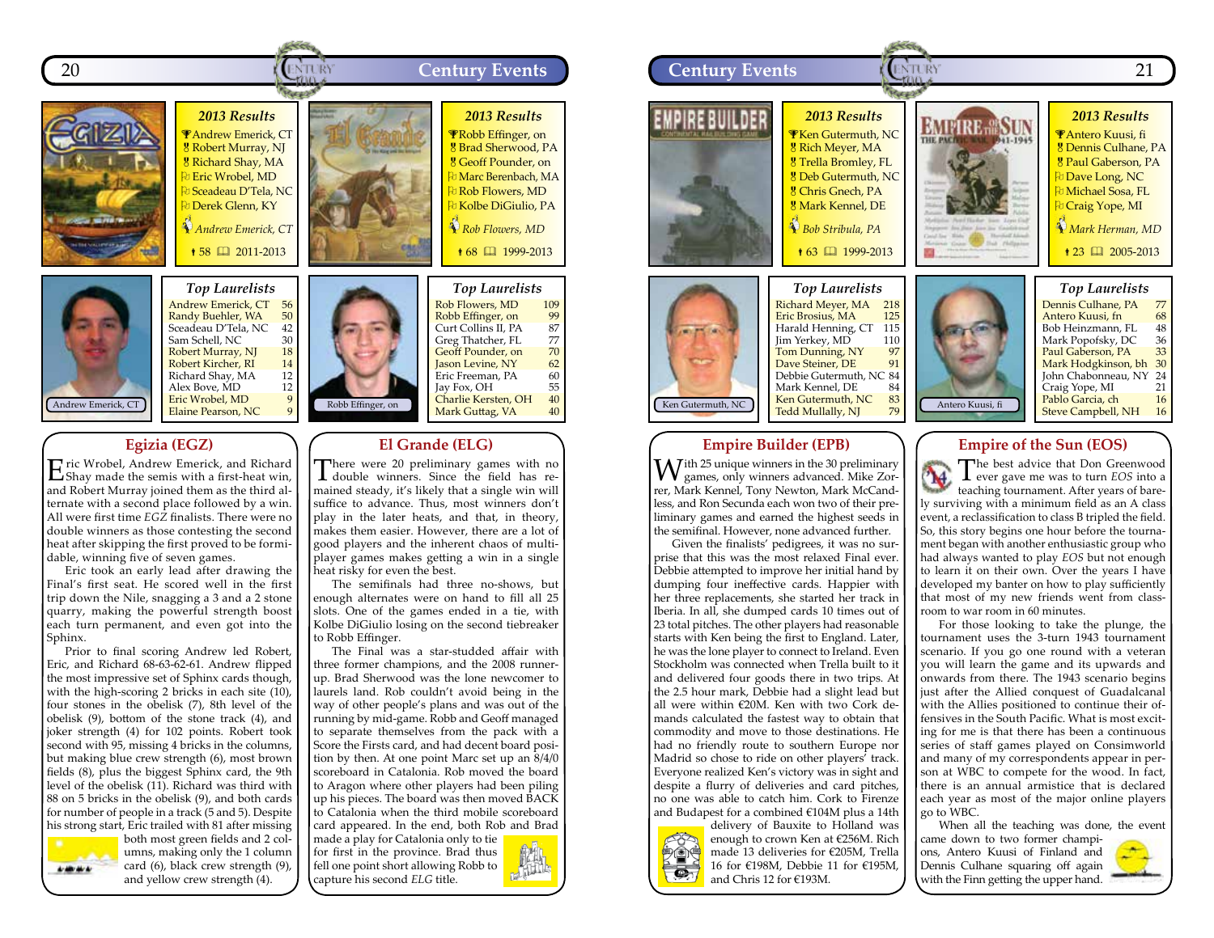## 2013 Results

Andrew Emerick, CT
Robert Murray, NJ
Richard Shay, MA
Eric Wrobel, MD
Sceadeau D'Tela, NC
Derek Glenn, KY

*Andrew Emerick, CT*

58 2011-2013

### Top Laurelists

| | |
|---|---|
| Andrew Emerick, CT | 56 |
| Randy Buehler, WA | 50 |
| Sceadeau D'Tela, NC | 42 |
| Sam Schell, NC | 30 |
| Robert Murray, NJ | 18 |
| Robert Kircher, RI | 14 |
| Richard Shay, MA | 12 |
| Alex Bove, MD | 12 |
| Eric Wrobel, MD | 9 |
| Elaine Pearson, NC | 9 |

Andrew Emerick, CT

## Egizia (EGZ)

Eric Wrobel, Andrew Emerick, and Richard Shay made the semis with a first-heat win, and Robert Murray joined them as the third alternate with a second place followed by a win. All were first time *EGZ* finalists. There were no double winners as those contesting the second heat after skipping the first proved to be formidable, winning five of seven games.

Eric took an early lead after drawing the Final's first seat. He scored well in the first trip down the Nile, snagging a 3 and a 2 stone quarry, making the powerful strength boost each turn permanent, and even got into the Sphinx.

Prior to final scoring Andrew led Robert, Eric, and Richard 68-63-62-61. Andrew flipped the most impressive set of Sphinx cards though, with the high-scoring 2 bricks in each site (10), four stones in the obelisk (7), 8th level of the obelisk (9), bottom of the stone track (4), and joker strength (4) for 102 points. Robert took second with 95, missing 4 bricks in the columns, but making blue crew strength (6), most brown fields (8), plus the biggest Sphinx card, the 9th level of the obelisk (11). Richard was third with 88 on 5 bricks in the obelisk (9), and both cards for number of people in a track (5 and 5). Despite his strong start, Eric trailed with 81 after missing both most green fields and 2 columns, making only the 1 column card (6), black crew strength (9), and yellow crew strength (4).

## 2013 Results

Robb Effinger, on
Brad Sherwood, PA
Geoff Pounder, on
Marc Berenbach, MA
Rob Flowers, MD
Kolbe DiGiulio, PA

*Rob Flowers, MD*

68 1999-2013

### Top Laurelists

| | |
|---|---|
| Rob Flowers, MD | 109 |
| Robb Effinger, on | 99 |
| Curt Collins II, PA | 87 |
| Greg Thatcher, FL | 77 |
| Geoff Pounder, on | 70 |
| Jason Levine, NY | 62 |
| Eric Freeman, PA | 60 |
| Jay Fox, OH | 55 |
| Charlie Kersten, OH | 40 |
| Mark Guttag, VA | 40 |

Robb Effinger, on

## El Grande (ELG)

There were 20 preliminary games with no double winners. Since the field has remained steady, it's likely that a single win will suffice to advance. Thus, most winners don't play in the later heats, and that, in theory, makes them easier. However, there are a lot of good players and the inherent chaos of multi-player games makes getting a win in a single heat risky for even the best.

The semifinals had three no-shows, but enough alternates were on hand to fill all 25 slots. One of the games ended in a tie, with Kolbe DiGiulio losing on the second tiebreaker to Robb Effinger.

The Final was a star-studded affair with three former champions, and the 2008 runner-up. Brad Sherwood was the lone newcomer to laurels land. Rob couldn't avoid being in the way of other people's plans and was out of the running by mid-game. Robb and Geoff managed to separate themselves from the pack with a Score the Firsts card, and had decent board position by then. At one point Marc set up an 8/4/0 scoreboard in Catalonia. Rob moved the board to Aragon where other players had been piling up his pieces. The board was then moved BACK to Catalonia when the third mobile scoreboard card appeared. In the end, both Rob and Brad made a play for Catalonia only to tie for first in the province. Brad thus fell one point short allowing Robb to capture his second *ELG* title.

## 2013 Results

Ken Gutermuth, NC
Rich Meyer, MA
Trella Bromley, FL
Deb Gutermuth, NC
Chris Gnech, PA
Mark Kennel, DE

*Bob Stribula, PA*

63 1999-2013

### Top Laurelists

| | |
|---|---|
| Richard Meyer, MA | 218 |
| Eric Brosius, MA | 125 |
| Harald Henning, CT | 115 |
| Jim Yerkey, MD | 110 |
| Tom Dunning, NY | 97 |
| Dave Steiner, DE | 91 |
| Debbie Gutermuth, NC | 84 |
| Mark Kennel, DE | 84 |
| Ken Gutermuth, NC | 83 |
| Tedd Mullally, NJ | 79 |

Ken Gutermuth, NC

## Empire Builder (EPB)

With 25 unique winners in the 30 preliminary games, only winners advanced. Mike Zorrer, Mark Kennel, Tony Newton, Mark McCandless, and Ron Secunda each won two of their preliminary games and earned the highest seeds in the semifinal. However, none advanced further.

Given the finalists' pedigrees, it was no surprise that this was the most relaxed Final ever. Debbie attempted to improve her initial hand by dumping four ineffective cards. Happier with her three replacements, she started her track in Iberia. In all, she dumped cards 10 times out of 23 total pitches. The other players had reasonable starts with Ken being the first to England. Later, he was the lone player to connect to Ireland. Even Stockholm was connected when Trella built to it and delivered four goods there in two trips. At the 2.5 hour mark, Debbie had a slight lead but all were within €20M. Ken with two Cork demands calculated the fastest way to obtain that commodity and move to those destinations. He had no friendly route to southern Europe nor Madrid so chose to ride on other players' track. Everyone realized Ken's victory was in sight and despite a flurry of deliveries and card pitches, no one was able to catch him. Cork to Firenze and Budapest for a combined €104M plus a 14th delivery of Bauxite to Holland was enough to crown Ken at €256M. Rich made 13 deliveries for €205M, Trella 16 for €198M, Debbie 11 for €195M, and Chris 12 for €193M.

## 2013 Results

Antero Kuusi, fi
Dennis Culhane, PA
Paul Gaberson, PA
Dave Long, NC
Michael Sosa, FL
Craig Yope, MI

*Mark Herman, MD*

23 2005-2013

### Top Laurelists

| | |
|---|---|
| Dennis Culhane, PA | 77 |
| Antero Kuusi, fn | 68 |
| Bob Heinzmann, FL | 48 |
| Mark Popofsky, DC | 36 |
| Paul Gaberson, PA | 33 |
| Mark Hodgkinson, bh | 30 |
| John Chabonneau, NY | 24 |
| Craig Yope, MI | 21 |
| Pablo Garcia, ch | 16 |
| Steve Campbell, NH | 16 |

Antero Kuusi, fi

## Empire of the Sun (EOS)

The best advice that Don Greenwood ever gave me was to turn *EOS* into a teaching tournament. After years of barely surviving with a minimum field as an A class event, a reclassification to class B tripled the field. So, this story begins one hour before the tournament began with another enthusiastic group who had always wanted to play *EOS* but not enough to learn it on their own. Over the years I have developed my banter on how to play sufficiently that most of my new friends went from classroom to war room in 60 minutes.

For those looking to take the plunge, the tournament uses the 3-turn 1943 tournament scenario. If you go one round with a veteran you will learn the game and its upwards and onwards from there. The 1943 scenario begins just after the Allied conquest of Guadalcanal with the Allies positioned to continue their offensives in the South Pacific. What is most exciting for me is that there has been a continuous series of staff games played on Consimworld and many of my correspondents appear in person at WBC to compete for the wood. In fact, there is an annual armistice that is declared each year as most of the major online players go to WBC.

When all the teaching was done, the event came down to two former champions, Antero Kuusi of Finland and Dennis Culhane squaring off again with the Finn getting the upper hand.